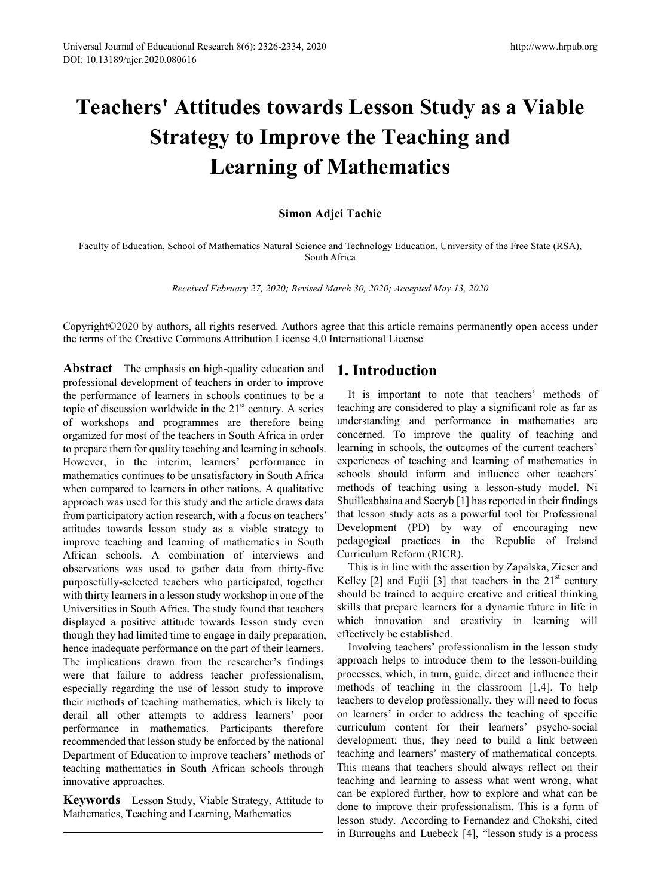# Teachers' Attitudes towards Lesson Study as a Viable Strategy to Improve the Teaching and Learning of Mathematics

**Simon Adjei Tachie**

Faculty of Education, School of Mathematics Natural Science and Technology Education, University of the Free State (RSA), South Africa

*Received February 27, 2020; Revised March 30, 2020; Accepted May 13, 2020*

Copyright©2020 by authors, all rights reserved. Authors agree that this article remains permanently open access under the terms of the Creative Commons Attribution License 4.0 International License

**Abstract** The emphasis on high-quality education and professional development of teachers in order to improve the performance of learners in schools continues to be a topic of discussion worldwide in the 21st century. A series of workshops and programmes are therefore being organized for most of the teachers in South Africa in order to prepare them for quality teaching and learning in schools. However, in the interim, learners' performance in mathematics continues to be unsatisfactory in South Africa when compared to learners in other nations. A qualitative approach was used for this study and the article draws data from participatory action research, with a focus on teachers' attitudes towards lesson study as a viable strategy to improve teaching and learning of mathematics in South African schools. A combination of interviews and observations was used to gather data from thirty-five purposefully-selected teachers who participated, together with thirty learners in a lesson study workshop in one of the Universities in South Africa. The study found that teachers displayed a positive attitude towards lesson study even though they had limited time to engage in daily preparation, hence inadequate performance on the part of their learners. The implications drawn from the researcher's findings were that failure to address teacher professionalism, especially regarding the use of lesson study to improve their methods of teaching mathematics, which is likely to derail all other attempts to address learners' poor performance in mathematics. Participants therefore recommended that lesson study be enforced by the national Department of Education to improve teachers' methods of teaching mathematics in South African schools through innovative approaches.

**Keywords** Lesson Study, Viable Strategy, Attitude to Mathematics, Teaching and Learning, Mathematics

## 1. Introduction

It is important to note that teachers' methods of teaching are considered to play a significant role as far as understanding and performance in mathematics are concerned. To improve the quality of teaching and learning in schools, the outcomes of the current teachers' experiences of teaching and learning of mathematics in schools should inform and influence other teachers' methods of teaching using a lesson-study model. Ni Shuilleabhaina and Seeryb [1] has reported in their findings that lesson study acts as a powerful tool for Professional Development (PD) by way of encouraging new pedagogical practices in the Republic of Ireland Curriculum Reform (RICR).

This is in line with the assertion by Zapalska, Zieser and Kelley [2] and Fujii [3] that teachers in the 21st century should be trained to acquire creative and critical thinking skills that prepare learners for a dynamic future in life in which innovation and creativity in learning will effectively be established.

Involving teachers' professionalism in the lesson study approach helps to introduce them to the lesson-building processes, which, in turn, guide, direct and influence their methods of teaching in the classroom [1,4]. To help teachers to develop professionally, they will need to focus on learners' in order to address the teaching of specific curriculum content for their learners' psycho-social development; thus, they need to build a link between teaching and learners' mastery of mathematical concepts. This means that teachers should always reflect on their teaching and learning to assess what went wrong, what can be explored further, how to explore and what can be done to improve their professionalism. This is a form of lesson study. According to Fernandez and Chokshi, cited in Burroughs and Luebeck [4], "lesson study is a process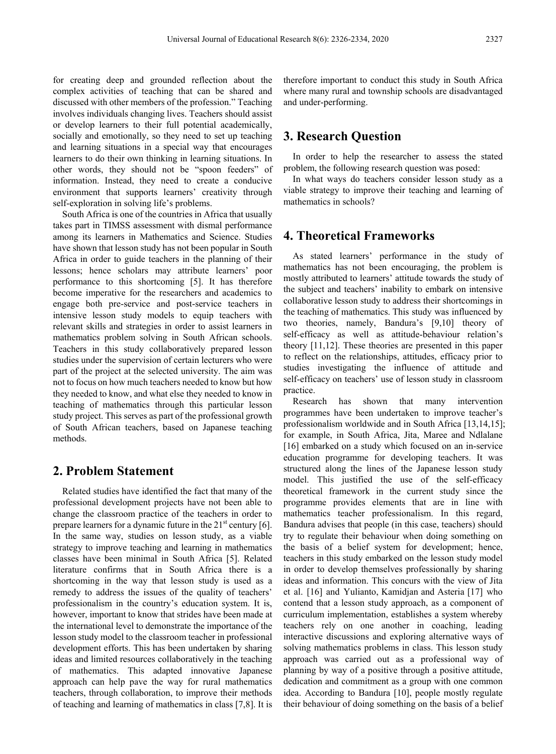for creating deep and grounded reflection about the complex activities of teaching that can be shared and discussed with other members of the profession." Teaching involves individuals changing lives. Teachers should assist or develop learners to their full potential academically, socially and emotionally, so they need to set up teaching and learning situations in a special way that encourages learners to do their own thinking in learning situations. In other words, they should not be "spoon feeders" of information. Instead, they need to create a conducive environment that supports learners' creativity through self-exploration in solving life's problems.

South Africa is one of the countries in Africa that usually takes part in TIMSS assessment with dismal performance among its learners in Mathematics and Science. Studies have shown that lesson study has not been popular in South Africa in order to guide teachers in the planning of their lessons; hence scholars may attribute learners' poor performance to this shortcoming [5]. It has therefore become imperative for the researchers and academics to engage both pre-service and post-service teachers in intensive lesson study models to equip teachers with relevant skills and strategies in order to assist learners in mathematics problem solving in South African schools. Teachers in this study collaboratively prepared lesson studies under the supervision of certain lecturers who were part of the project at the selected university. The aim was not to focus on how much teachers needed to know but how they needed to know, and what else they needed to know in teaching of mathematics through this particular lesson study project. This serves as part of the professional growth of South African teachers, based on Japanese teaching methods.

## 2. Problem Statement

Related studies have identified the fact that many of the professional development projects have not been able to change the classroom practice of the teachers in order to prepare learners for a dynamic future in the 21st century [6]. In the same way, studies on lesson study, as a viable strategy to improve teaching and learning in mathematics classes have been minimal in South Africa [5]. Related literature confirms that in South Africa there is a shortcoming in the way that lesson study is used as a remedy to address the issues of the quality of teachers' professionalism in the country's education system. It is, however, important to know that strides have been made at the international level to demonstrate the importance of the lesson study model to the classroom teacher in professional development efforts. This has been undertaken by sharing ideas and limited resources collaboratively in the teaching of mathematics. This adapted innovative Japanese approach can help pave the way for rural mathematics teachers, through collaboration, to improve their methods of teaching and learning of mathematics in class [7,8]. It is therefore important to conduct this study in South Africa where many rural and township schools are disadvantaged and under-performing.

## 3. Research Question

In order to help the researcher to assess the stated problem, the following research question was posed:

In what ways do teachers consider lesson study as a viable strategy to improve their teaching and learning of mathematics in schools?

## 4. Theoretical Frameworks

As stated learners' performance in the study of mathematics has not been encouraging, the problem is mostly attributed to learners' attitude towards the study of the subject and teachers' inability to embark on intensive collaborative lesson study to address their shortcomings in the teaching of mathematics. This study was influenced by two theories, namely, Bandura's [9,10] theory of self-efficacy as well as attitude-behaviour relation's theory [11,12]. These theories are presented in this paper to reflect on the relationships, attitudes, efficacy prior to studies investigating the influence of attitude and self-efficacy on teachers' use of lesson study in classroom practice.

Research has shown that many intervention programmes have been undertaken to improve teacher's professionalism worldwide and in South Africa [13,14,15]; for example, in South Africa, Jita, Maree and Ndlalane [16] embarked on a study which focused on an in-service education programme for developing teachers. It was structured along the lines of the Japanese lesson study model. This justified the use of the self-efficacy theoretical framework in the current study since the programme provides elements that are in line with mathematics teacher professionalism. In this regard, Bandura advises that people (in this case, teachers) should try to regulate their behaviour when doing something on the basis of a belief system for development; hence, teachers in this study embarked on the lesson study model in order to develop themselves professionally by sharing ideas and information. This concurs with the view of Jita et al. [16] and Yulianto, Kamidjan and Asteria [17] who contend that a lesson study approach, as a component of curriculum implementation, establishes a system whereby teachers rely on one another in coaching, leading interactive discussions and exploring alternative ways of solving mathematics problems in class. This lesson study approach was carried out as a professional way of planning by way of a positive through a positive attitude, dedication and commitment as a group with one common idea. According to Bandura [10], people mostly regulate their behaviour of doing something on the basis of a belief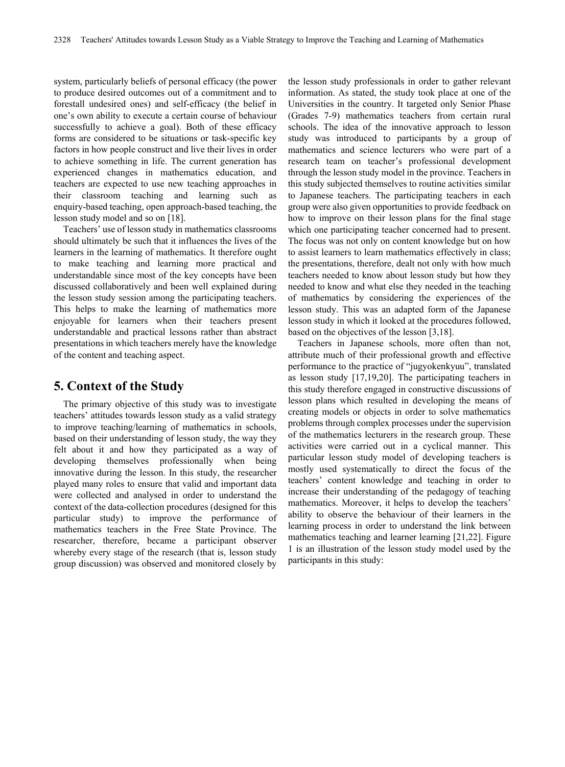system, particularly beliefs of personal efficacy (the power to produce desired outcomes out of a commitment and to forestall undesired ones) and self-efficacy (the belief in one's own ability to execute a certain course of behaviour successfully to achieve a goal). Both of these efficacy forms are considered to be situations or task-specific key factors in how people construct and live their lives in order to achieve something in life. The current generation has experienced changes in mathematics education, and teachers are expected to use new teaching approaches in their classroom teaching and learning such as enquiry-based teaching, open approach-based teaching, the lesson study model and so on [18].

Teachers' use of lesson study in mathematics classrooms should ultimately be such that it influences the lives of the learners in the learning of mathematics. It therefore ought to make teaching and learning more practical and understandable since most of the key concepts have been discussed collaboratively and been well explained during the lesson study session among the participating teachers. This helps to make the learning of mathematics more enjoyable for learners when their teachers present understandable and practical lessons rather than abstract presentations in which teachers merely have the knowledge of the content and teaching aspect.

## 5. Context of the Study

The primary objective of this study was to investigate teachers' attitudes towards lesson study as a valid strategy to improve teaching/learning of mathematics in schools, based on their understanding of lesson study, the way they felt about it and how they participated as a way of developing themselves professionally when being innovative during the lesson. In this study, the researcher played many roles to ensure that valid and important data were collected and analysed in order to understand the context of the data-collection procedures (designed for this particular study) to improve the performance of mathematics teachers in the Free State Province. The researcher, therefore, became a participant observer whereby every stage of the research (that is, lesson study group discussion) was observed and monitored closely by the lesson study professionals in order to gather relevant information. As stated, the study took place at one of the Universities in the country. It targeted only Senior Phase (Grades 7-9) mathematics teachers from certain rural schools. The idea of the innovative approach to lesson study was introduced to participants by a group of mathematics and science lecturers who were part of a research team on teacher's professional development through the lesson study model in the province. Teachers in this study subjected themselves to routine activities similar to Japanese teachers. The participating teachers in each group were also given opportunities to provide feedback on how to improve on their lesson plans for the final stage which one participating teacher concerned had to present. The focus was not only on content knowledge but on how to assist learners to learn mathematics effectively in class; the presentations, therefore, dealt not only with how much teachers needed to know about lesson study but how they needed to know and what else they needed in the teaching of mathematics by considering the experiences of the lesson study. This was an adapted form of the Japanese lesson study in which it looked at the procedures followed, based on the objectives of the lesson [3,18].

Teachers in Japanese schools, more often than not, attribute much of their professional growth and effective performance to the practice of "jugyokenkyuu", translated as lesson study [17,19,20]. The participating teachers in this study therefore engaged in constructive discussions of lesson plans which resulted in developing the means of creating models or objects in order to solve mathematics problems through complex processes under the supervision of the mathematics lecturers in the research group. These activities were carried out in a cyclical manner. This particular lesson study model of developing teachers is mostly used systematically to direct the focus of the teachers' content knowledge and teaching in order to increase their understanding of the pedagogy of teaching mathematics. Moreover, it helps to develop the teachers' ability to observe the behaviour of their learners in the learning process in order to understand the link between mathematics teaching and learner learning [21,22]. Figure 1 is an illustration of the lesson study model used by the participants in this study: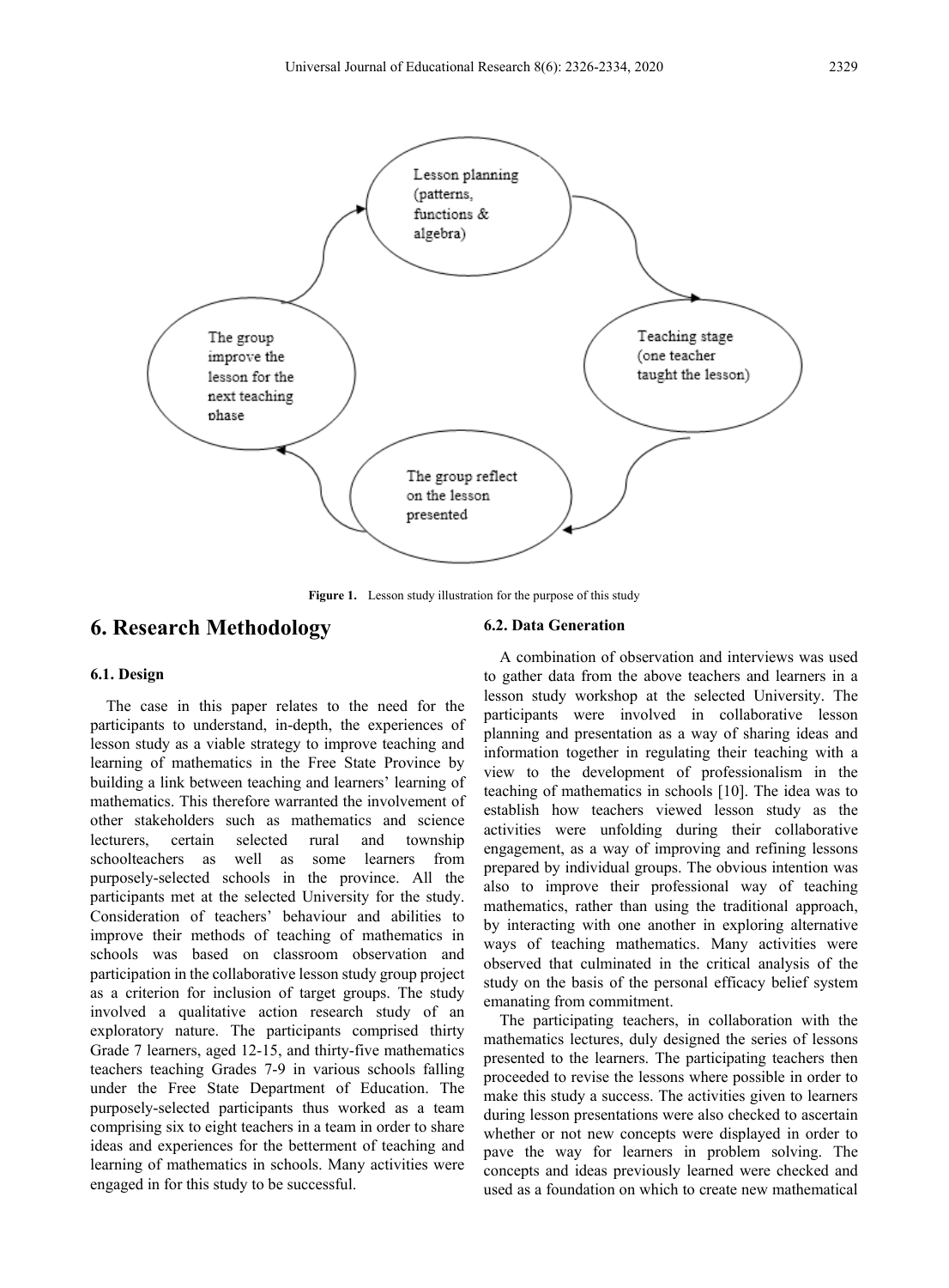Figure 1. Lesson study illustration for the purpose of this study

# 6. Research Methodology

## 6.1. Design

The case in this paper relates to the need for the participants to understand, in-depth, the experiences of lesson study as a viable strategy to improve teaching and learning of mathematics in the Free State Province by building a link between teaching and learners' learning of mathematics. This therefore warranted the involvement of other stakeholders such as mathematics and science lecturers, certain selected rural and township schoolteachers as well as some learners from purposely-selected schools in the province. All the participants met at the selected University for the study. Consideration of teachers' behaviour and abilities to improve their methods of teaching of mathematics in schools was based on classroom observation and participation in the collaborative lesson study group project as a criterion for inclusion of target groups. The study involved a qualitative action research study of an exploratory nature. The participants comprised thirty Grade 7 learners, aged 12-15, and thirty-five mathematics teachers teaching Grades 7-9 in various schools falling under the Free State Department of Education. The purposely-selected participants thus worked as a team comprising six to eight teachers in a team in order to share ideas and experiences for the betterment of teaching and learning of mathematics in schools. Many activities were engaged in for this study to be successful.

## 6.2. Data Generation

A combination of observation and interviews was used to gather data from the above teachers and learners in a lesson study workshop at the selected University. The participants were involved in collaborative lesson planning and presentation as a way of sharing ideas and information together in regulating their teaching with a view to the development of professionalism in the teaching of mathematics in schools [10]. The idea was to establish how teachers viewed lesson study as the activities were unfolding during their collaborative engagement, as a way of improving and refining lessons prepared by individual groups. The obvious intention was also to improve their professional way of teaching mathematics, rather than using the traditional approach, by interacting with one another in exploring alternative ways of teaching mathematics. Many activities were observed that culminated in the critical analysis of the study on the basis of the personal efficacy belief system emanating from commitment.

The participating teachers, in collaboration with the mathematics lectures, duly designed the series of lessons presented to the learners. The participating teachers then proceeded to revise the lessons where possible in order to make this study a success. The activities given to learners during lesson presentations were also checked to ascertain whether or not new concepts were displayed in order to pave the way for learners in problem solving. The concepts and ideas previously learned were checked and used as a foundation on which to create new mathematical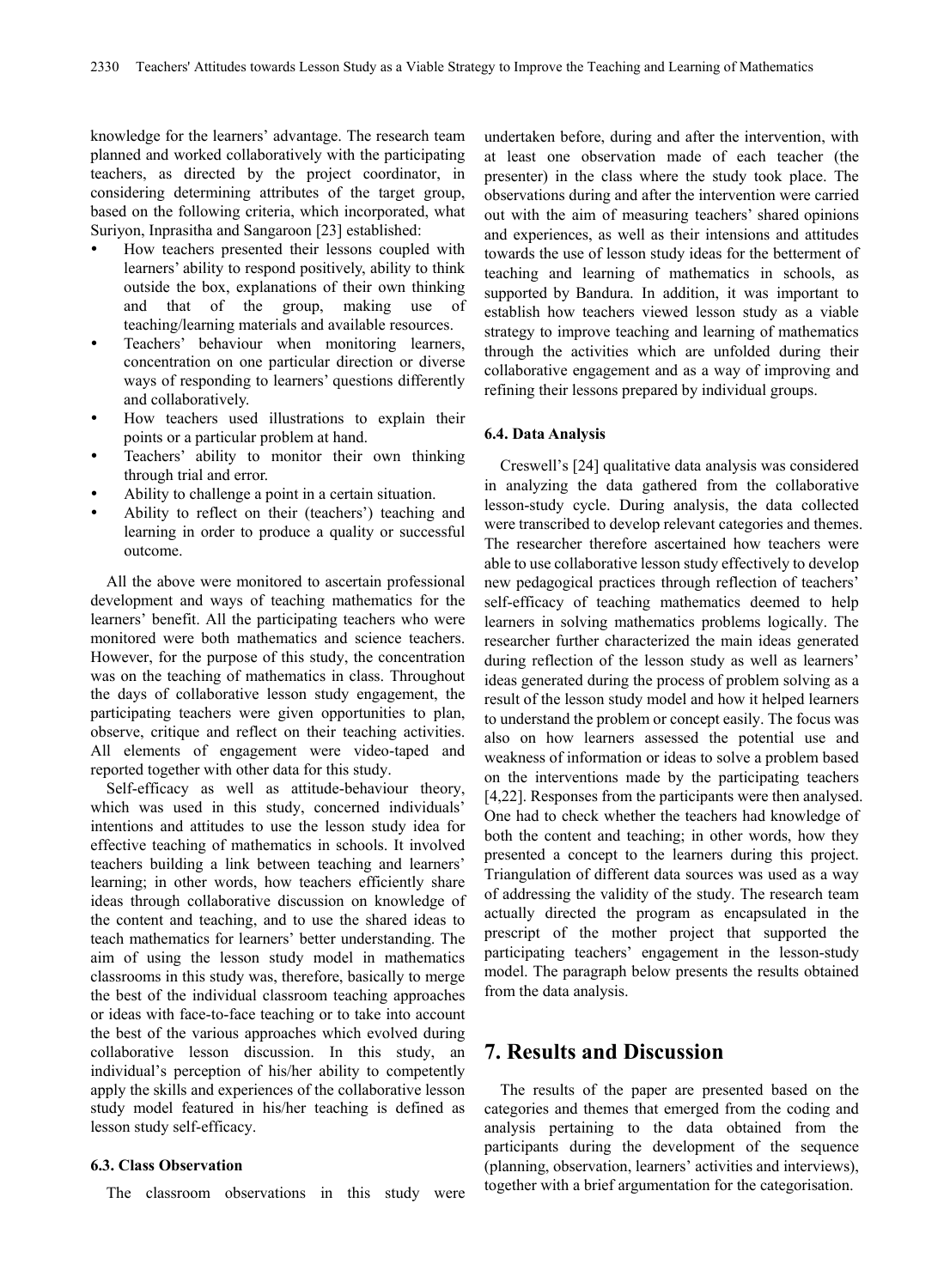knowledge for the learners' advantage. The research team planned and worked collaboratively with the participating teachers, as directed by the project coordinator, in considering determining attributes of the target group, based on the following criteria, which incorporated, what Suriyon, Inprasitha and Sangaroon [23] established:

- How teachers presented their lessons coupled with learners' ability to respond positively, ability to think outside the box, explanations of their own thinking and that of the group, making use of teaching/learning materials and available resources.
- Teachers' behaviour when monitoring learners, concentration on one particular direction or diverse ways of responding to learners' questions differently and collaboratively.
- How teachers used illustrations to explain their points or a particular problem at hand.
- Teachers' ability to monitor their own thinking through trial and error.
- Ability to challenge a point in a certain situation.
- Ability to reflect on their (teachers') teaching and learning in order to produce a quality or successful outcome.

All the above were monitored to ascertain professional development and ways of teaching mathematics for the learners' benefit. All the participating teachers who were monitored were both mathematics and science teachers. However, for the purpose of this study, the concentration was on the teaching of mathematics in class. Throughout the days of collaborative lesson study engagement, the participating teachers were given opportunities to plan, observe, critique and reflect on their teaching activities. All elements of engagement were video-taped and reported together with other data for this study.

Self-efficacy as well as attitude-behaviour theory, which was used in this study, concerned individuals' intentions and attitudes to use the lesson study idea for effective teaching of mathematics in schools. It involved teachers building a link between teaching and learners' learning; in other words, how teachers efficiently share ideas through collaborative discussion on knowledge of the content and teaching, and to use the shared ideas to teach mathematics for learners' better understanding. The aim of using the lesson study model in mathematics classrooms in this study was, therefore, basically to merge the best of the individual classroom teaching approaches or ideas with face-to-face teaching or to take into account the best of the various approaches which evolved during collaborative lesson discussion. In this study, an individual's perception of his/her ability to competently apply the skills and experiences of the collaborative lesson study model featured in his/her teaching is defined as lesson study self-efficacy.

### 6.3. Class Observation

The classroom observations in this study were undertaken before, during and after the intervention, with at least one observation made of each teacher (the presenter) in the class where the study took place. The observations during and after the intervention were carried out with the aim of measuring teachers' shared opinions and experiences, as well as their intensions and attitudes towards the use of lesson study ideas for the betterment of teaching and learning of mathematics in schools, as supported by Bandura. In addition, it was important to establish how teachers viewed lesson study as a viable strategy to improve teaching and learning of mathematics through the activities which are unfolded during their collaborative engagement and as a way of improving and refining their lessons prepared by individual groups.

### 6.4. Data Analysis

Creswell's [24] qualitative data analysis was considered in analyzing the data gathered from the collaborative lesson-study cycle. During analysis, the data collected were transcribed to develop relevant categories and themes. The researcher therefore ascertained how teachers were able to use collaborative lesson study effectively to develop new pedagogical practices through reflection of teachers' self-efficacy of teaching mathematics deemed to help learners in solving mathematics problems logically. The researcher further characterized the main ideas generated during reflection of the lesson study as well as learners' ideas generated during the process of problem solving as a result of the lesson study model and how it helped learners to understand the problem or concept easily. The focus was also on how learners assessed the potential use and weakness of information or ideas to solve a problem based on the interventions made by the participating teachers [4,22]. Responses from the participants were then analysed. One had to check whether the teachers had knowledge of both the content and teaching; in other words, how they presented a concept to the learners during this project. Triangulation of different data sources was used as a way of addressing the validity of the study. The research team actually directed the program as encapsulated in the prescript of the mother project that supported the participating teachers' engagement in the lesson-study model. The paragraph below presents the results obtained from the data analysis.

## 7. Results and Discussion

The results of the paper are presented based on the categories and themes that emerged from the coding and analysis pertaining to the data obtained from the participants during the development of the sequence (planning, observation, learners' activities and interviews), together with a brief argumentation for the categorisation.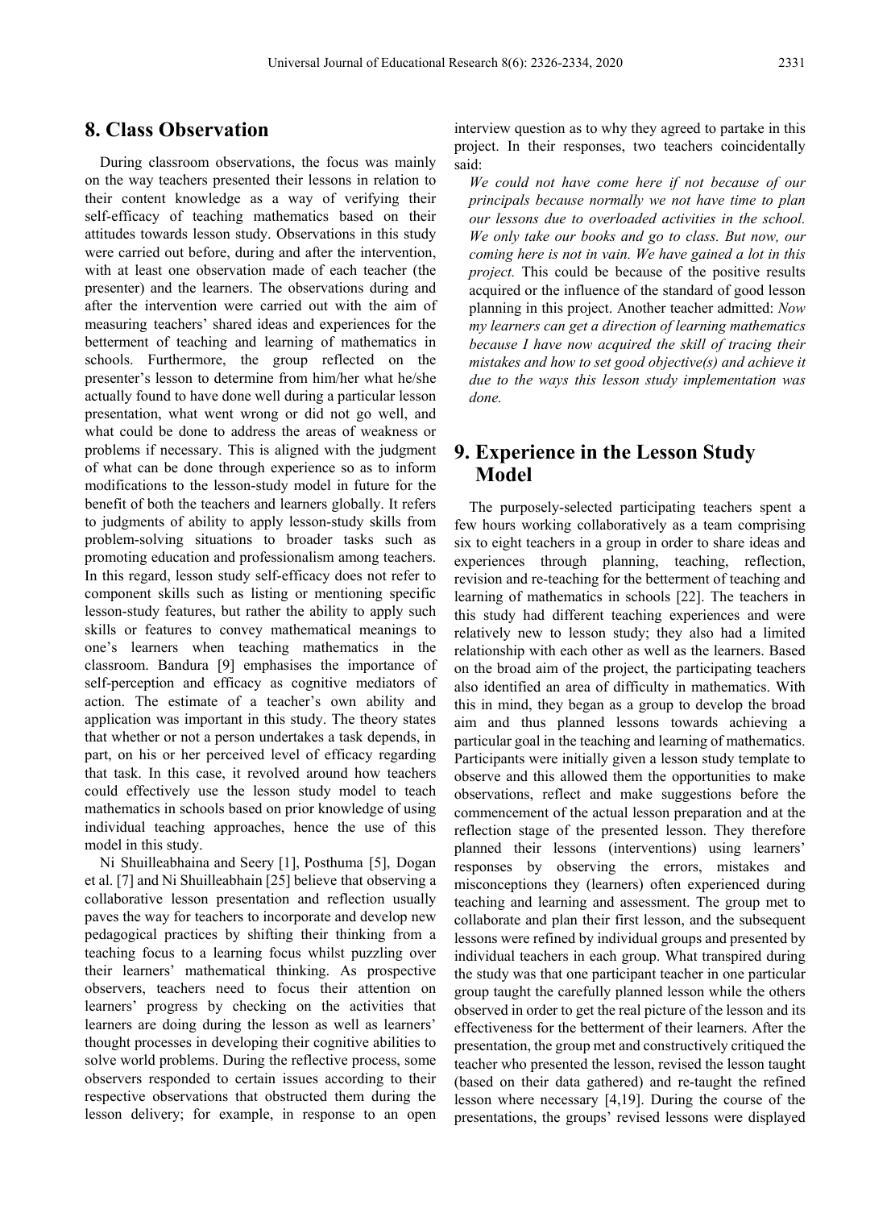## 8. Class Observation

During classroom observations, the focus was mainly on the way teachers presented their lessons in relation to their content knowledge as a way of verifying their self-efficacy of teaching mathematics based on their attitudes towards lesson study. Observations in this study were carried out before, during and after the intervention, with at least one observation made of each teacher (the presenter) and the learners. The observations during and after the intervention were carried out with the aim of measuring teachers' shared ideas and experiences for the betterment of teaching and learning of mathematics in schools. Furthermore, the group reflected on the presenter's lesson to determine from him/her what he/she actually found to have done well during a particular lesson presentation, what went wrong or did not go well, and what could be done to address the areas of weakness or problems if necessary. This is aligned with the judgment of what can be done through experience so as to inform modifications to the lesson-study model in future for the benefit of both the teachers and learners globally. It refers to judgments of ability to apply lesson-study skills from problem-solving situations to broader tasks such as promoting education and professionalism among teachers. In this regard, lesson study self-efficacy does not refer to component skills such as listing or mentioning specific lesson-study features, but rather the ability to apply such skills or features to convey mathematical meanings to one's learners when teaching mathematics in the classroom. Bandura [9] emphasises the importance of self-perception and efficacy as cognitive mediators of action. The estimate of a teacher's own ability and application was important in this study. The theory states that whether or not a person undertakes a task depends, in part, on his or her perceived level of efficacy regarding that task. In this case, it revolved around how teachers could effectively use the lesson study model to teach mathematics in schools based on prior knowledge of using individual teaching approaches, hence the use of this model in this study.

Ni Shuilleabhaina and Seery [1], Posthuma [5], Dogan et al. [7] and Ni Shuilleabhain [25] believe that observing a collaborative lesson presentation and reflection usually paves the way for teachers to incorporate and develop new pedagogical practices by shifting their thinking from a teaching focus to a learning focus whilst puzzling over their learners' mathematical thinking. As prospective observers, teachers need to focus their attention on learners' progress by checking on the activities that learners are doing during the lesson as well as learners' thought processes in developing their cognitive abilities to solve world problems. During the reflective process, some observers responded to certain issues according to their respective observations that obstructed them during the lesson delivery; for example, in response to an open interview question as to why they agreed to partake in this project. In their responses, two teachers coincidentally said:

*We could not have come here if not because of our principals because normally we not have time to plan our lessons due to overloaded activities in the school. We only take our books and go to class. But now, our coming here is not in vain. We have gained a lot in this project.* This could be because of the positive results acquired or the influence of the standard of good lesson planning in this project. Another teacher admitted: *Now my learners can get a direction of learning mathematics because I have now acquired the skill of tracing their mistakes and how to set good objective(s) and achieve it due to the ways this lesson study implementation was done.*

## 9. Experience in the Lesson Study Model

The purposely-selected participating teachers spent a few hours working collaboratively as a team comprising six to eight teachers in a group in order to share ideas and experiences through planning, teaching, reflection, revision and re-teaching for the betterment of teaching and learning of mathematics in schools [22]. The teachers in this study had different teaching experiences and were relatively new to lesson study; they also had a limited relationship with each other as well as the learners. Based on the broad aim of the project, the participating teachers also identified an area of difficulty in mathematics. With this in mind, they began as a group to develop the broad aim and thus planned lessons towards achieving a particular goal in the teaching and learning of mathematics. Participants were initially given a lesson study template to observe and this allowed them the opportunities to make observations, reflect and make suggestions before the commencement of the actual lesson preparation and at the reflection stage of the presented lesson. They therefore planned their lessons (interventions) using learners' responses by observing the errors, mistakes and misconceptions they (learners) often experienced during teaching and learning and assessment. The group met to collaborate and plan their first lesson, and the subsequent lessons were refined by individual groups and presented by individual teachers in each group. What transpired during the study was that one participant teacher in one particular group taught the carefully planned lesson while the others observed in order to get the real picture of the lesson and its effectiveness for the betterment of their learners. After the presentation, the group met and constructively critiqued the teacher who presented the lesson, revised the lesson taught (based on their data gathered) and re-taught the refined lesson where necessary [4,19]. During the course of the presentations, the groups' revised lessons were displayed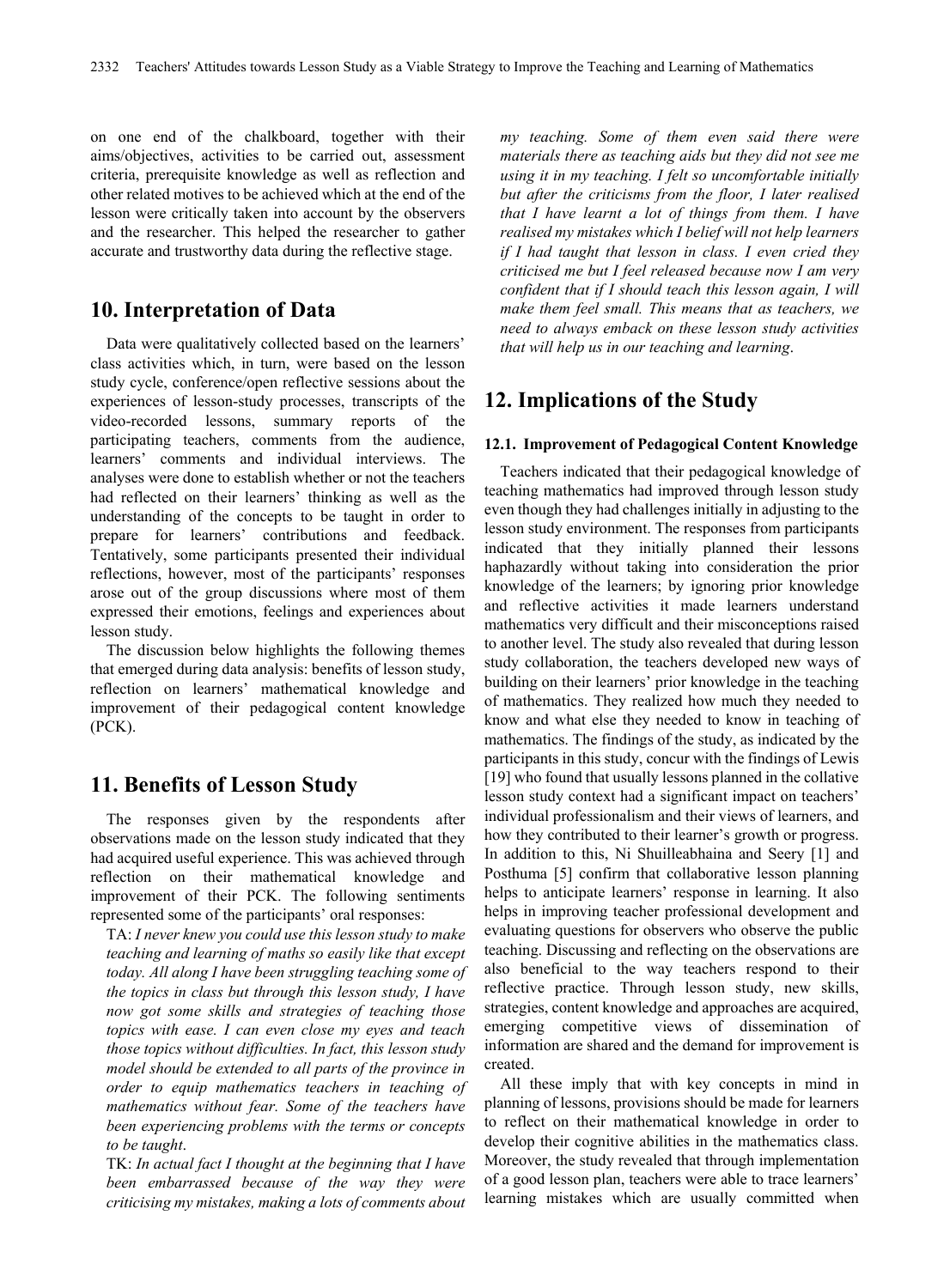on one end of the chalkboard, together with their aims/objectives, activities to be carried out, assessment criteria, prerequisite knowledge as well as reflection and other related motives to be achieved which at the end of the lesson were critically taken into account by the observers and the researcher. This helped the researcher to gather accurate and trustworthy data during the reflective stage.

## 10. Interpretation of Data

Data were qualitatively collected based on the learners' class activities which, in turn, were based on the lesson study cycle, conference/open reflective sessions about the experiences of lesson-study processes, transcripts of the video-recorded lessons, summary reports of the participating teachers, comments from the audience, learners' comments and individual interviews. The analyses were done to establish whether or not the teachers had reflected on their learners' thinking as well as the understanding of the concepts to be taught in order to prepare for learners' contributions and feedback. Tentatively, some participants presented their individual reflections, however, most of the participants' responses arose out of the group discussions where most of them expressed their emotions, feelings and experiences about lesson study.

The discussion below highlights the following themes that emerged during data analysis: benefits of lesson study, reflection on learners' mathematical knowledge and improvement of their pedagogical content knowledge (PCK).

## 11. Benefits of Lesson Study

The responses given by the respondents after observations made on the lesson study indicated that they had acquired useful experience. This was achieved through reflection on their mathematical knowledge and improvement of their PCK. The following sentiments represented some of the participants' oral responses:

TA: *I never knew you could use this lesson study to make teaching and learning of maths so easily like that except today. All along I have been struggling teaching some of the topics in class but through this lesson study, I have now got some skills and strategies of teaching those topics with ease. I can even close my eyes and teach those topics without difficulties. In fact, this lesson study model should be extended to all parts of the province in order to equip mathematics teachers in teaching of mathematics without fear. Some of the teachers have been experiencing problems with the terms or concepts to be taught*.

TK: *In actual fact I thought at the beginning that I have been embarrassed because of the way they were criticising my mistakes, making a lots of comments about my teaching. Some of them even said there were materials there as teaching aids but they did not see me using it in my teaching. I felt so uncomfortable initially but after the criticisms from the floor, I later realised that I have learnt a lot of things from them. I have realised my mistakes which I belief will not help learners if I had taught that lesson in class. I even cried they criticised me but I feel released because now I am very confident that if I should teach this lesson again, I will make them feel small. This means that as teachers, we need to always emback on these lesson study activities that will help us in our teaching and learning*.

## 12. Implications of the Study

### 12.1. Improvement of Pedagogical Content Knowledge

Teachers indicated that their pedagogical knowledge of teaching mathematics had improved through lesson study even though they had challenges initially in adjusting to the lesson study environment. The responses from participants indicated that they initially planned their lessons haphazardly without taking into consideration the prior knowledge of the learners; by ignoring prior knowledge and reflective activities it made learners understand mathematics very difficult and their misconceptions raised to another level. The study also revealed that during lesson study collaboration, the teachers developed new ways of building on their learners' prior knowledge in the teaching of mathematics. They realized how much they needed to know and what else they needed to know in teaching of mathematics. The findings of the study, as indicated by the participants in this study, concur with the findings of Lewis [19] who found that usually lessons planned in the collative lesson study context had a significant impact on teachers' individual professionalism and their views of learners, and how they contributed to their learner's growth or progress. In addition to this, Ni Shuilleabhaina and Seery [1] and Posthuma [5] confirm that collaborative lesson planning helps to anticipate learners' response in learning. It also helps in improving teacher professional development and evaluating questions for observers who observe the public teaching. Discussing and reflecting on the observations are also beneficial to the way teachers respond to their reflective practice. Through lesson study, new skills, strategies, content knowledge and approaches are acquired, emerging competitive views of dissemination of information are shared and the demand for improvement is created.

All these imply that with key concepts in mind in planning of lessons, provisions should be made for learners to reflect on their mathematical knowledge in order to develop their cognitive abilities in the mathematics class. Moreover, the study revealed that through implementation of a good lesson plan, teachers were able to trace learners' learning mistakes which are usually committed when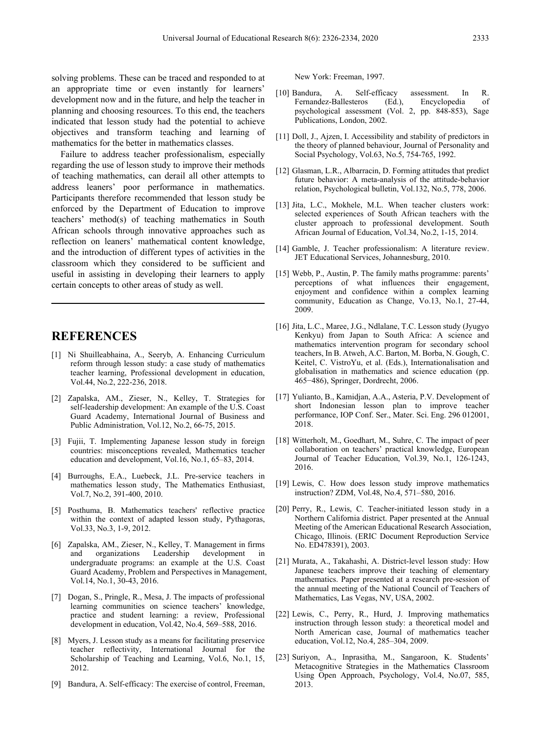solving problems. These can be traced and responded to at an appropriate time or even instantly for learners' development now and in the future, and help the teacher in planning and choosing resources. To this end, the teachers indicated that lesson study had the potential to achieve objectives and transform teaching and learning of mathematics for the better in mathematics classes.

Failure to address teacher professionalism, especially regarding the use of lesson study to improve their methods of teaching mathematics, can derail all other attempts to address leaners' poor performance in mathematics. Participants therefore recommended that lesson study be enforced by the Department of Education to improve teachers' method(s) of teaching mathematics in South African schools through innovative approaches such as reflection on leaners' mathematical content knowledge, and the introduction of different types of activities in the classroom which they considered to be sufficient and useful in assisting in developing their learners to apply certain concepts to other areas of study as well.

## REFERENCES

[1] Ni Shuilleabhaina, A., Seeryb, A. Enhancing Curriculum reform through lesson study: a case study of mathematics teacher learning, Professional development in education, Vol.44, No.2, 222-236, 2018.

[2] Zapalska, AM., Zieser, N., Kelley, T. Strategies for self-leadership development: An example of the U.S. Coast Guard Academy, International Journal of Business and Public Administration, Vol.12, No.2, 66-75, 2015.

[3] Fujii, T. Implementing Japanese lesson study in foreign countries: misconceptions revealed, Mathematics teacher education and development, Vol.16, No.1, 65–83, 2014.

[4] Burroughs, E.A., Luebeck, J.L. Pre-service teachers in mathematics lesson study, The Mathematics Enthusiast, Vol.7, No.2, 391-400, 2010.

[5] Posthuma, B. Mathematics teachers' reflective practice within the context of adapted lesson study, Pythagoras, Vol.33, No.3, 1-9, 2012.

[6] Zapalska, AM., Zieser, N., Kelley, T. Management in firms and organizations Leadership development in undergraduate programs: an example at the U.S. Coast Guard Academy, Problem and Perspectives in Management, Vol.14, No.1, 30-43, 2016.

[7] Dogan, S., Pringle, R., Mesa, J. The impacts of professional learning communities on science teachers' knowledge, practice and student learning: a review, Professional development in education, Vol.42, No.4, 569–588, 2016.

[8] Myers, J. Lesson study as a means for facilitating preservice teacher reflectivity, International Journal for the Scholarship of Teaching and Learning, Vol.6, No.1, 15, 2012.

[9] Bandura, A. Self-efficacy: The exercise of control, Freeman, New York: Freeman, 1997.

[10] Bandura, A. Self-efficacy assessment. In R. Fernandez-Ballesteros (Ed.), Encyclopedia of psychological assessment (Vol. 2, pp. 848-853), Sage Publications, London, 2002.

[11] Doll, J., Ajzen, I. Accessibility and stability of predictors in the theory of planned behaviour, Journal of Personality and Social Psychology, Vol.63, No.5, 754-765, 1992.

[12] Glasman, L.R., Albarracin, D. Forming attitudes that predict future behavior: A meta-analysis of the attitude-behavior relation, Psychological bulletin, Vol.132, No.5, 778, 2006.

[13] Jita, L.C., Mokhele, M.L. When teacher clusters work: selected experiences of South African teachers with the cluster approach to professional development. South African Journal of Education, Vol.34, No.2, 1-15, 2014.

[14] Gamble, J. Teacher professionalism: A literature review. JET Educational Services, Johannesburg, 2010.

[15] Webb, P., Austin, P. The family maths programme: parents' perceptions of what influences their engagement, enjoyment and confidence within a complex learning community, Education as Change, Vo.13, No.1, 27-44, 2009.

[16] Jita, L.C., Maree, J.G., Ndlalane, T.C. Lesson study (Jyugyo Kenkyu) from Japan to South Africa: A science and mathematics intervention program for secondary school teachers, In B. Atweh, A.C. Barton, M. Borba, N. Gough, C. Keitel, C. VistroYu, et al. (Eds.), Internationalisation and globalisation in mathematics and science education (pp. 465−486), Springer, Dordrecht, 2006.

[17] Yulianto, B., Kamidjan, A.A., Asteria, P.V. Development of short Indonesian lesson plan to improve teacher performance, IOP Conf. Ser., Mater. Sci. Eng. 296 012001, 2018.

[18] Witterholt, M., Goedhart, M., Suhre, C. The impact of peer collaboration on teachers' practical knowledge, European Journal of Teacher Education, Vol.39, No.1, 126-1243, 2016.

[19] Lewis, C. How does lesson study improve mathematics instruction? ZDM, Vol.48, No.4, 571–580, 2016.

[20] Perry, R., Lewis, C. Teacher-initiated lesson study in a Northern California district. Paper presented at the Annual Meeting of the American Educational Research Association, Chicago, Illinois. (ERIC Document Reproduction Service No. ED478391), 2003.

[21] Murata, A., Takahashi, A. District-level lesson study: How Japanese teachers improve their teaching of elementary mathematics. Paper presented at a research pre-session of the annual meeting of the National Council of Teachers of Mathematics, Las Vegas, NV, USA, 2002.

[22] Lewis, C., Perry, R., Hurd, J. Improving mathematics instruction through lesson study: a theoretical model and North American case, Journal of mathematics teacher education, Vol.12, No.4, 285–304, 2009.

[23] Suriyon, A., Inprasitha, M., Sangaroon, K. Students' Metacognitive Strategies in the Mathematics Classroom Using Open Approach, Psychology, Vol.4, No.07, 585, 2013.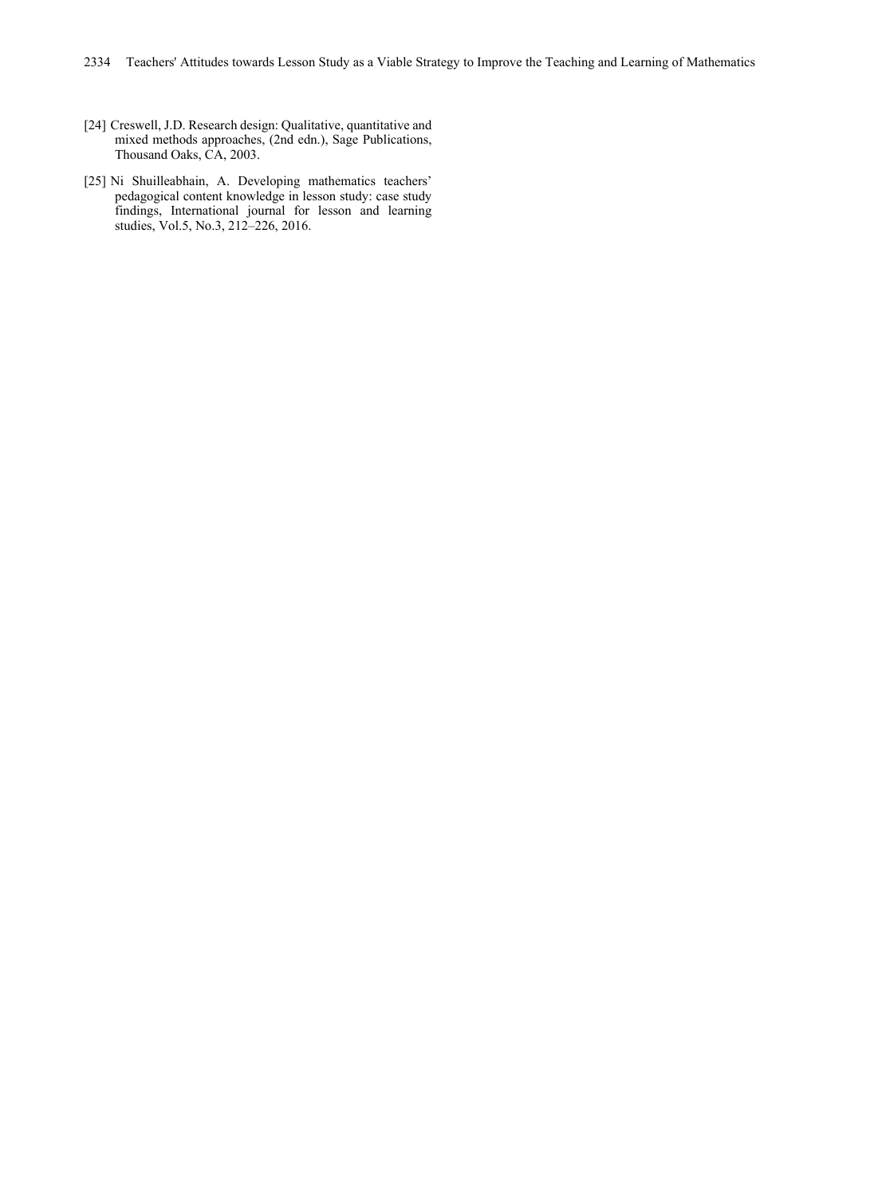[24] Creswell, J.D. Research design: Qualitative, quantitative and mixed methods approaches, (2nd edn.), Sage Publications, Thousand Oaks, CA, 2003.

[25] Ni Shuilleabhain, A. Developing mathematics teachers' pedagogical content knowledge in lesson study: case study findings, International journal for lesson and learning studies, Vol.5, No.3, 212–226, 2016.